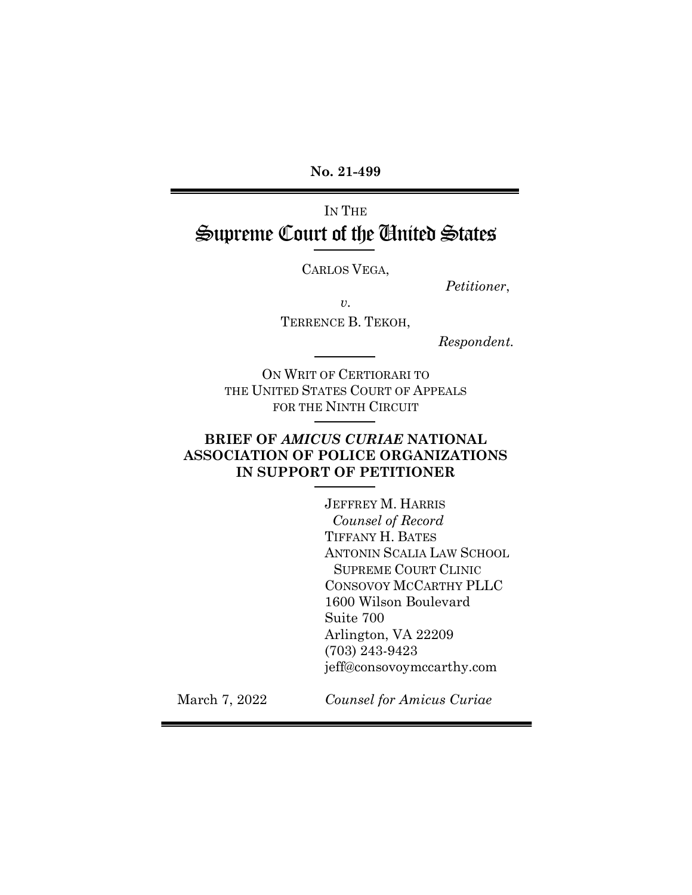**No. 21-499**

IN THE

# Supreme Court of the United States

CARLOS VEGA,

*Petitioner*,

*v.*

TERRENCE B. TEKOH,

*Respondent.*

ON WRIT OF CERTIORARI TO
THE UNITED STATES COURT OF APPEALS
FOR THE NINTH CIRCUIT

## BRIEF OF *AMICUS CURIAE* NATIONAL ASSOCIATION OF POLICE ORGANIZATIONS IN SUPPORT OF PETITIONER

JEFFREY M. HARRIS
*Counsel of Record*
TIFFANY H. BATES
ANTONIN SCALIA LAW SCHOOL
SUPREME COURT CLINIC
CONSOVOY MCCARTHY PLLC
1600 Wilson Boulevard
Suite 700
Arlington, VA 22209
(703) 243-9423
jeff@consovoymccarthy.com

March 7, 2022

*Counsel for Amicus Curiae*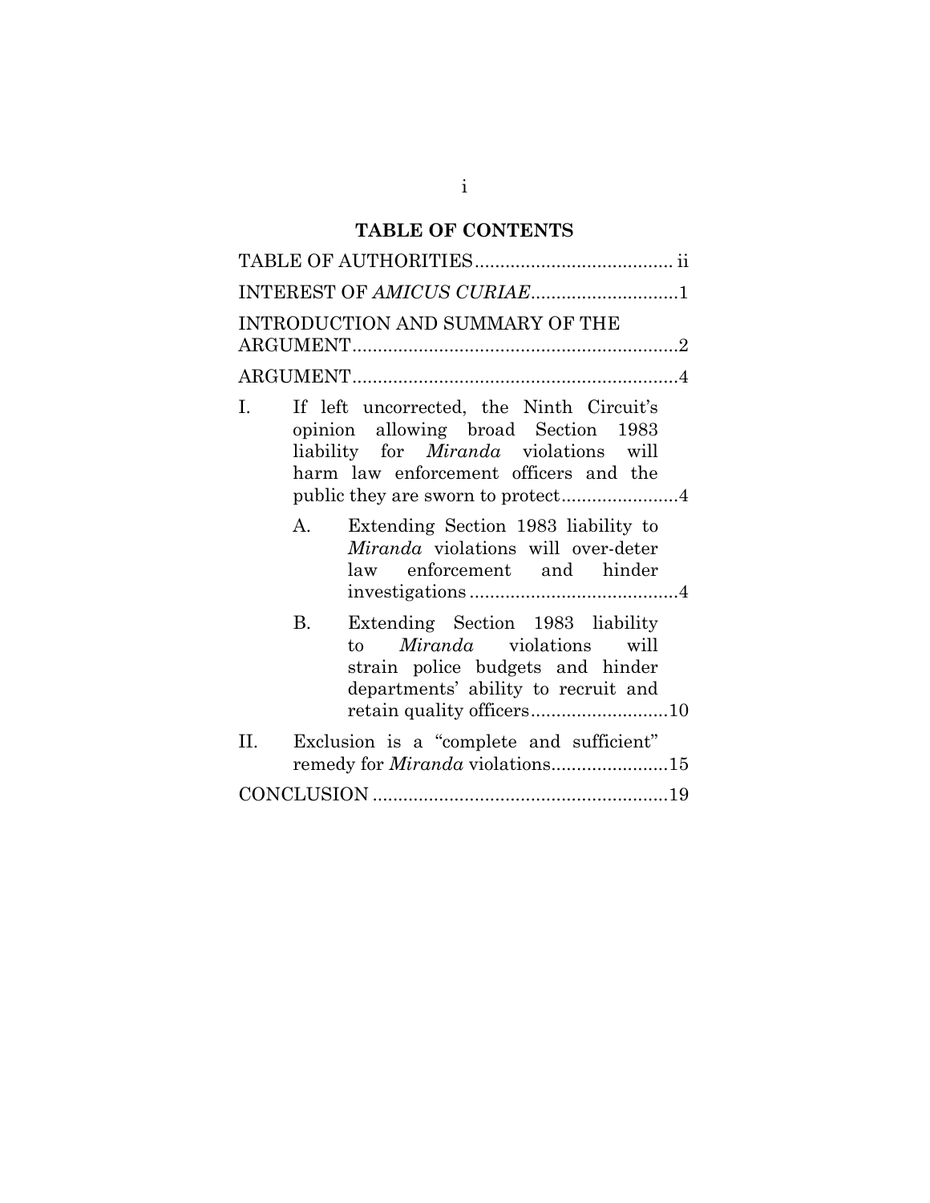# TABLE OF CONTENTS

TABLE OF AUTHORITIES ....................................... ii

INTEREST OF *AMICUS CURIAE* ............................ 1

INTRODUCTION AND SUMMARY OF THE ARGUMENT ............................................................... 2

ARGUMENT ................................................................ 4

I. If left uncorrected, the Ninth Circuit's opinion allowing broad Section 1983 liability for *Miranda* violations will harm law enforcement officers and the public they are sworn to protect ....................... 4

   A. Extending Section 1983 liability to *Miranda* violations will over-deter law enforcement and hinder investigations ......................................... 4

   B. Extending Section 1983 liability to *Miranda* violations will strain police budgets and hinder departments' ability to recruit and retain quality officers ........................... 10

II. Exclusion is a "complete and sufficient" remedy for *Miranda* violations ....................... 15

CONCLUSION .......................................................... 19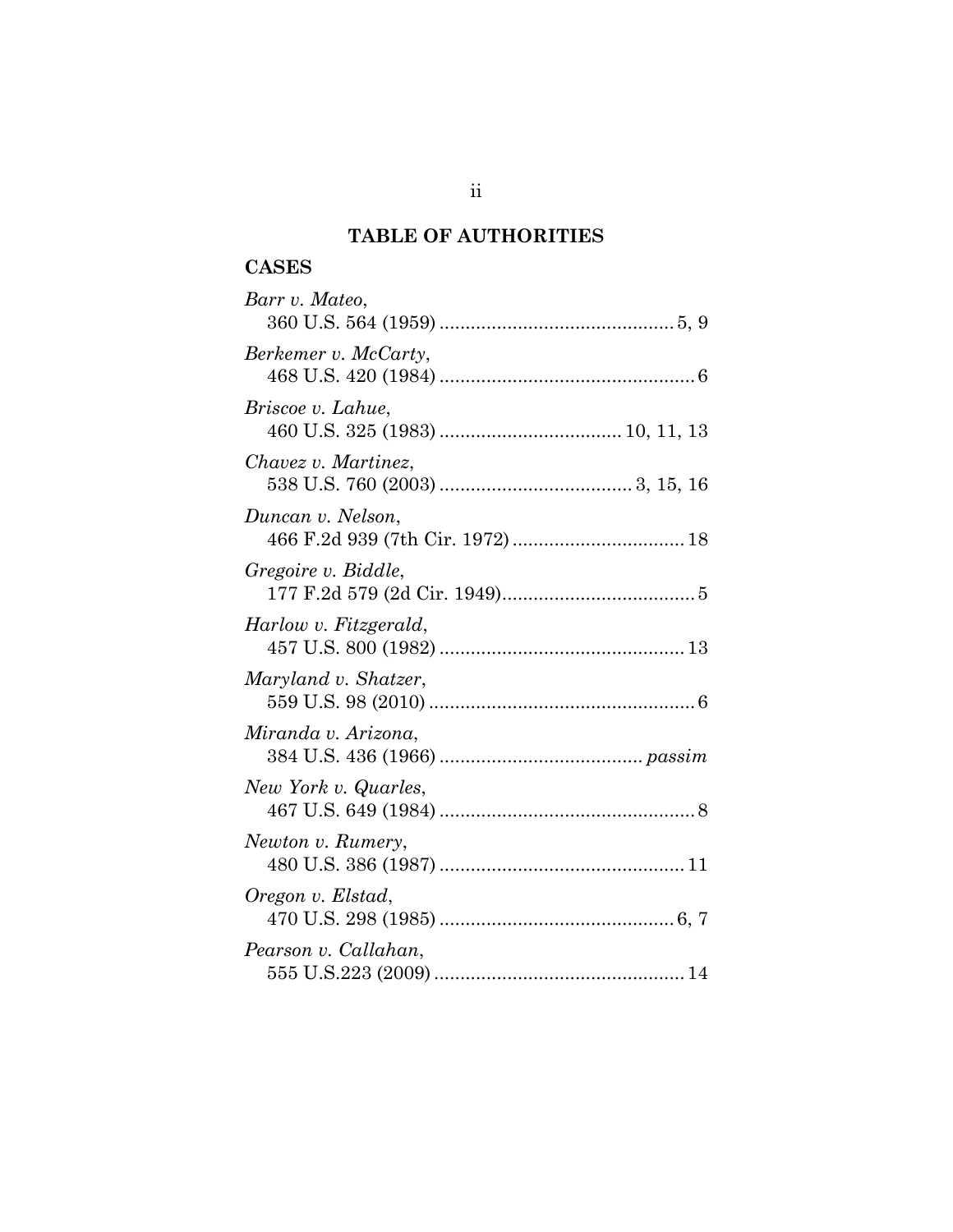# TABLE OF AUTHORITIES

## CASES

*Barr v. Mateo*,
360 U.S. 564 (1959) ............................................ 5, 9

*Berkemer v. McCarty*,
468 U.S. 420 (1984) ................................................ 6

*Briscoe v. Lahue*,
460 U.S. 325 (1983) .................................. 10, 11, 13

*Chavez v. Martinez*,
538 U.S. 760 (2003) .................................... 3, 15, 16

*Duncan v. Nelson*,
466 F.2d 939 (7th Cir. 1972) ................................ 18

*Gregoire v. Biddle*,
177 F.2d 579 (2d Cir. 1949)..................................... 5

*Harlow v. Fitzgerald*,
457 U.S. 800 (1982) .............................................. 13

*Maryland v. Shatzer*,
559 U.S. 98 (2010) .................................................. 6

*Miranda v. Arizona*,
384 U.S. 436 (1966) ...................................... *passim*

*New York v. Quarles*,
467 U.S. 649 (1984) ................................................ 8

*Newton v. Rumery*,
480 U.S. 386 (1987) .............................................. 11

*Oregon v. Elstad*,
470 U.S. 298 (1985) ............................................ 6, 7

*Pearson v. Callahan*,
555 U.S.223 (2009) ................................................ 14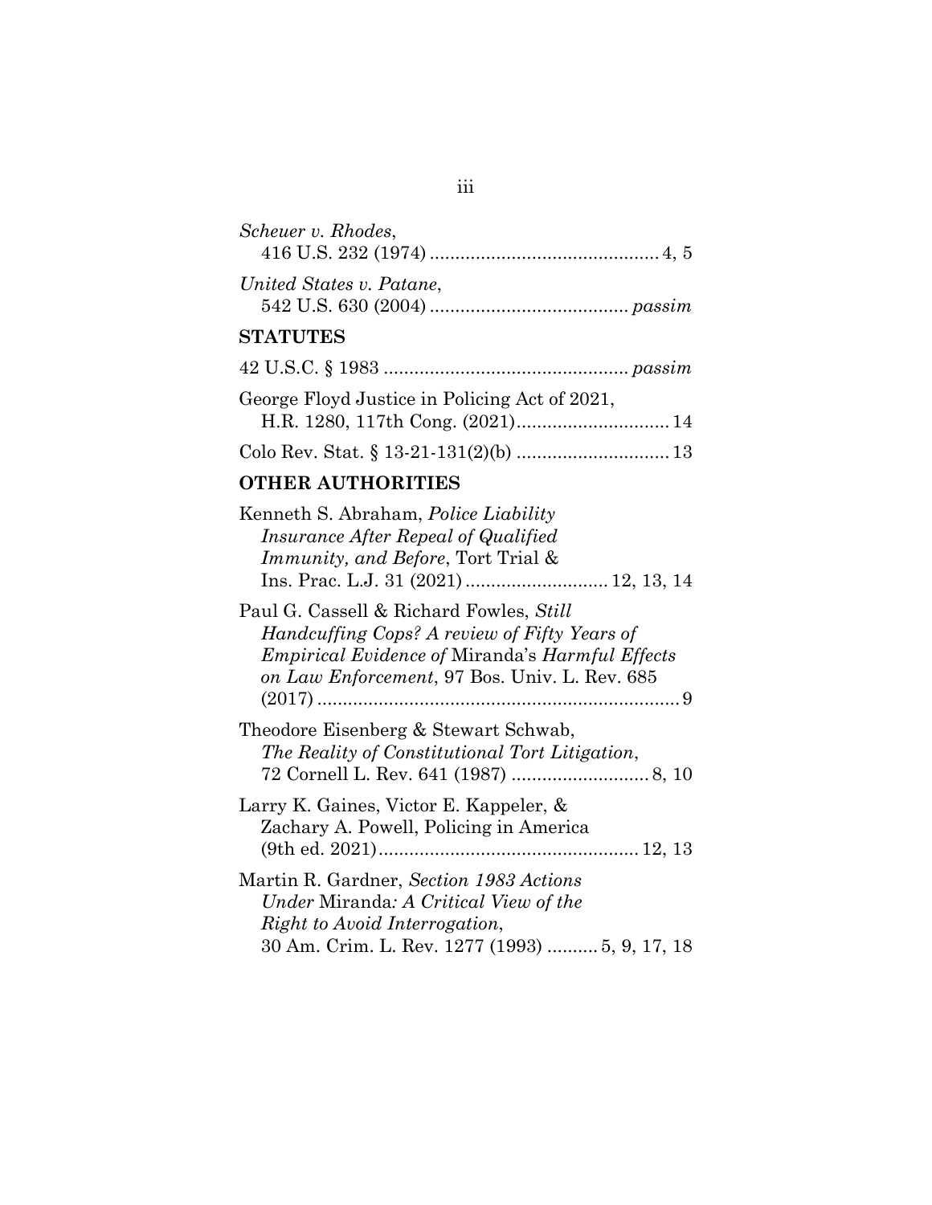*Scheuer v. Rhodes*,
416 U.S. 232 (1974) ............................................ 4, 5

*United States v. Patane*,
542 U.S. 630 (2004) ...................................... *passim*

**STATUTES**

42 U.S.C. § 1983 ............................................... *passim*

George Floyd Justice in Policing Act of 2021,
H.R. 1280, 117th Cong. (2021)............................. 14

Colo Rev. Stat. § 13-21-131(2)(b) ............................. 13

**OTHER AUTHORITIES**

Kenneth S. Abraham, *Police Liability Insurance After Repeal of Qualified Immunity, and Before*, Tort Trial & Ins. Prac. L.J. 31 (2021) ........................... 12, 13, 14

Paul G. Cassell & Richard Fowles, *Still Handcuffing Cops? A review of Fifty Years of Empirical Evidence of* Miranda's *Harmful Effects on Law Enforcement*, 97 Bos. Univ. L. Rev. 685 (2017) ...................................................................... 9

Theodore Eisenberg & Stewart Schwab, *The Reality of Constitutional Tort Litigation*, 72 Cornell L. Rev. 641 (1987) .......................... 8, 10

Larry K. Gaines, Victor E. Kappeler, & Zachary A. Powell, Policing in America (9th ed. 2021).................................................. 12, 13

Martin R. Gardner, *Section 1983 Actions Under* Miranda*: A Critical View of the Right to Avoid Interrogation*, 30 Am. Crim. L. Rev. 1277 (1993) .......... 5, 9, 17, 18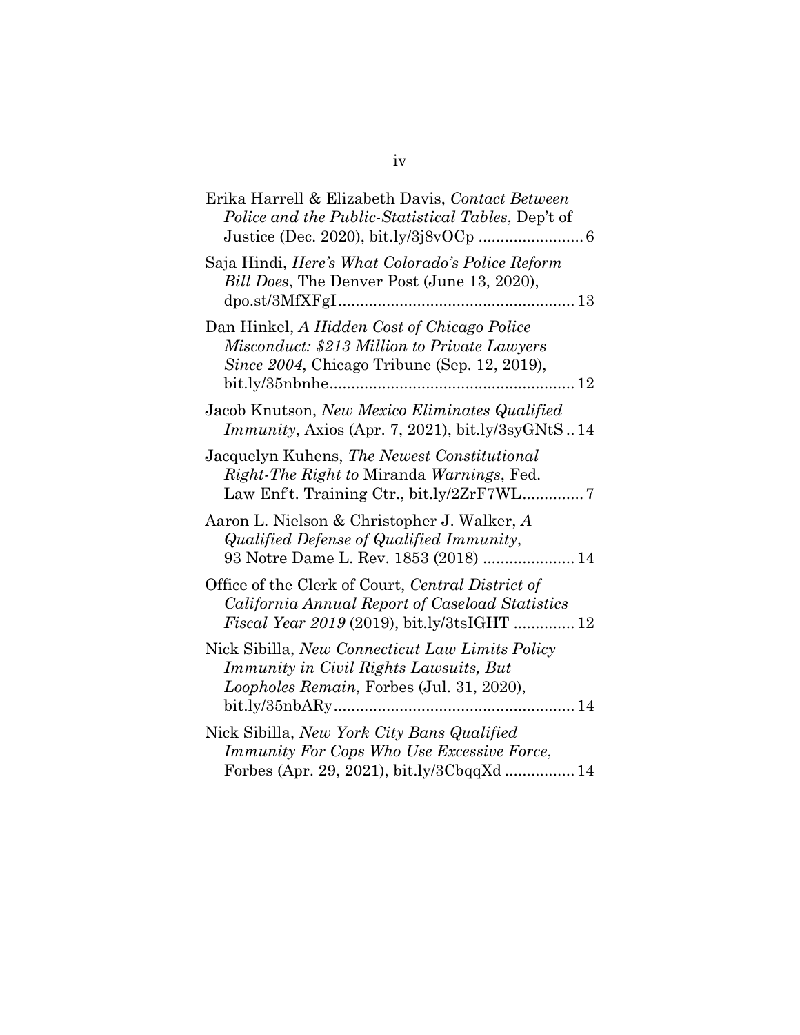Erika Harrell & Elizabeth Davis, *Contact Between Police and the Public-Statistical Tables*, Dep't of Justice (Dec. 2020), bit.ly/3j8vOCp ........................ 6

Saja Hindi, *Here's What Colorado's Police Reform Bill Does*, The Denver Post (June 13, 2020), dpo.st/3MfXFgI ..................................................... 13

Dan Hinkel, *A Hidden Cost of Chicago Police Misconduct: $213 Million to Private Lawyers Since 2004*, Chicago Tribune (Sep. 12, 2019), bit.ly/35nbnhe ....................................................... 12

Jacob Knutson, *New Mexico Eliminates Qualified Immunity*, Axios (Apr. 7, 2021), bit.ly/3syGNtS .. 14

Jacquelyn Kuhens, *The Newest Constitutional Right-The Right to* Miranda *Warnings*, Fed. Law Enf't. Training Ctr., bit.ly/2ZrF7WL.............. 7

Aaron L. Nielson & Christopher J. Walker, *A Qualified Defense of Qualified Immunity*, 93 Notre Dame L. Rev. 1853 (2018) ..................... 14

Office of the Clerk of Court, *Central District of California Annual Report of Caseload Statistics Fiscal Year 2019* (2019), bit.ly/3tsIGHT .............. 12

Nick Sibilla, *New Connecticut Law Limits Policy Immunity in Civil Rights Lawsuits, But Loopholes Remain*, Forbes (Jul. 31, 2020), bit.ly/35nbARy...................................................... 14

Nick Sibilla, *New York City Bans Qualified Immunity For Cops Who Use Excessive Force*, Forbes (Apr. 29, 2021), bit.ly/3CbqqXd ................ 14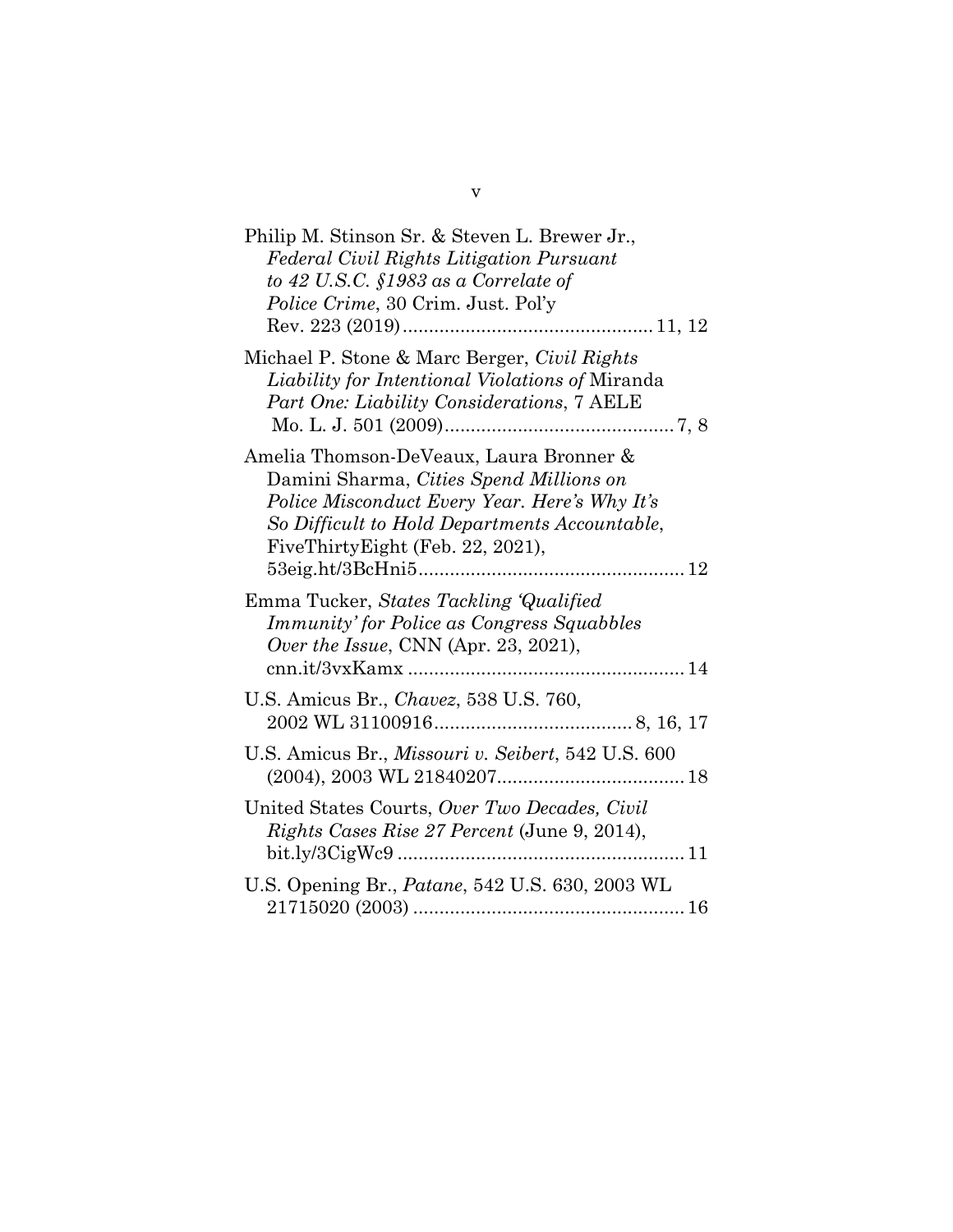Philip M. Stinson Sr. & Steven L. Brewer Jr., *Federal Civil Rights Litigation Pursuant to 42 U.S.C. §1983 as a Correlate of Police Crime*, 30 Crim. Just. Pol'y Rev. 223 (2019)............................................. 11, 12

Michael P. Stone & Marc Berger, *Civil Rights Liability for Intentional Violations of* Miranda *Part One: Liability Considerations*, 7 AELE Mo. L. J. 501 (2009).......................................... 7, 8

Amelia Thomson-DeVeaux, Laura Bronner & Damini Sharma, *Cities Spend Millions on Police Misconduct Every Year. Here's Why It's So Difficult to Hold Departments Accountable*, FiveThirtyEight (Feb. 22, 2021), 53eig.ht/3BcHni5................................................ 12

Emma Tucker, *States Tackling 'Qualified Immunity' for Police as Congress Squabbles Over the Issue*, CNN (Apr. 23, 2021), cnn.it/3vxKamx .................................................. 14

U.S. Amicus Br., *Chavez*, 538 U.S. 760, 2002 WL 31100916.................................... 8, 16, 17

U.S. Amicus Br., *Missouri v. Seibert*, 542 U.S. 600 (2004), 2003 WL 21840207.................................. 18

United States Courts, *Over Two Decades, Civil Rights Cases Rise 27 Percent* (June 9, 2014), bit.ly/3CigWc9 ..................................................... 11

U.S. Opening Br., *Patane*, 542 U.S. 630, 2003 WL 21715020 (2003) .................................................. 16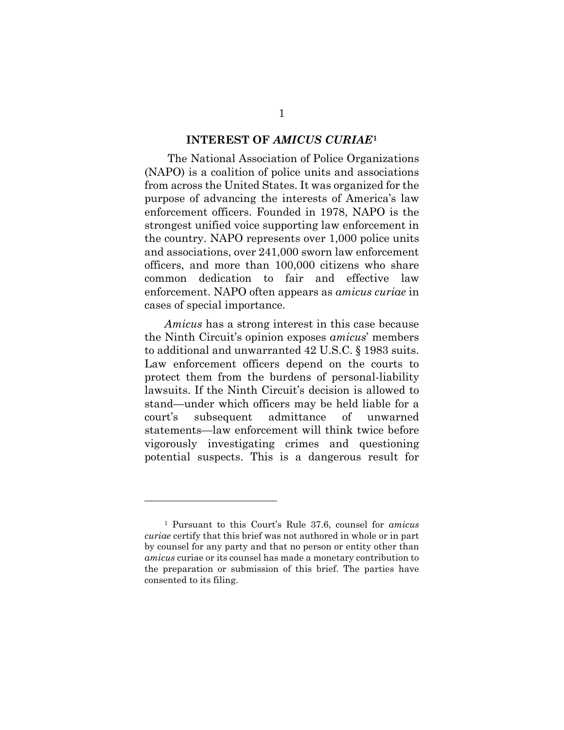## INTEREST OF *AMICUS CURIAE*[1]

The National Association of Police Organizations (NAPO) is a coalition of police units and associations from across the United States. It was organized for the purpose of advancing the interests of America's law enforcement officers. Founded in 1978, NAPO is the strongest unified voice supporting law enforcement in the country. NAPO represents over 1,000 police units and associations, over 241,000 sworn law enforcement officers, and more than 100,000 citizens who share common dedication to fair and effective law enforcement. NAPO often appears as *amicus curiae* in cases of special importance.

*Amicus* has a strong interest in this case because the Ninth Circuit's opinion exposes *amicus*' members to additional and unwarranted 42 U.S.C. § 1983 suits. Law enforcement officers depend on the courts to protect them from the burdens of personal-liability lawsuits. If the Ninth Circuit's decision is allowed to stand—under which officers may be held liable for a court's subsequent admittance of unwarned statements—law enforcement will think twice before vigorously investigating crimes and questioning potential suspects. This is a dangerous result for

---

[1] Pursuant to this Court's Rule 37.6, counsel for *amicus curiae* certify that this brief was not authored in whole or in part by counsel for any party and that no person or entity other than *amicus* curiae or its counsel has made a monetary contribution to the preparation or submission of this brief. The parties have consented to its filing.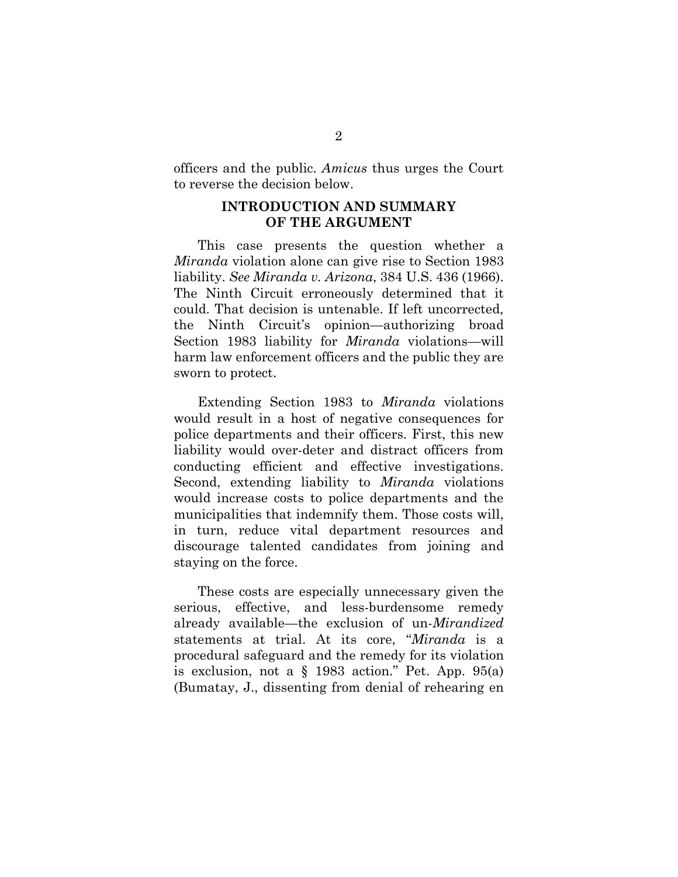officers and the public. *Amicus* thus urges the Court to reverse the decision below.

## INTRODUCTION AND SUMMARY OF THE ARGUMENT

This case presents the question whether a *Miranda* violation alone can give rise to Section 1983 liability. *See Miranda v. Arizona*, 384 U.S. 436 (1966). The Ninth Circuit erroneously determined that it could. That decision is untenable. If left uncorrected, the Ninth Circuit's opinion—authorizing broad Section 1983 liability for *Miranda* violations—will harm law enforcement officers and the public they are sworn to protect.

Extending Section 1983 to *Miranda* violations would result in a host of negative consequences for police departments and their officers. First, this new liability would over-deter and distract officers from conducting efficient and effective investigations. Second, extending liability to *Miranda* violations would increase costs to police departments and the municipalities that indemnify them. Those costs will, in turn, reduce vital department resources and discourage talented candidates from joining and staying on the force.

These costs are especially unnecessary given the serious, effective, and less-burdensome remedy already available—the exclusion of un-*Mirandized* statements at trial. At its core, "*Miranda* is a procedural safeguard and the remedy for its violation is exclusion, not a § 1983 action." Pet. App. 95(a) (Bumatay, J., dissenting from denial of rehearing en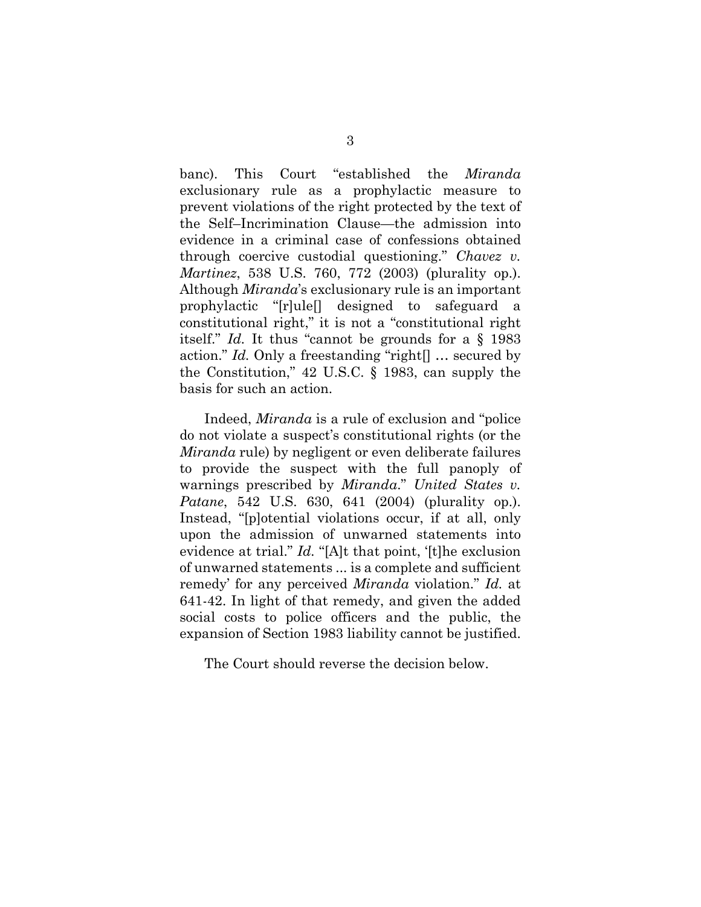banc). This Court "established the *Miranda* exclusionary rule as a prophylactic measure to prevent violations of the right protected by the text of the Self–Incrimination Clause—the admission into evidence in a criminal case of confessions obtained through coercive custodial questioning." *Chavez v. Martinez*, 538 U.S. 760, 772 (2003) (plurality op.). Although *Miranda*'s exclusionary rule is an important prophylactic "[r]ule[] designed to safeguard a constitutional right," it is not a "constitutional right itself." *Id.* It thus "cannot be grounds for a § 1983 action." *Id.* Only a freestanding "right[] … secured by the Constitution," 42 U.S.C. § 1983, can supply the basis for such an action.

Indeed, *Miranda* is a rule of exclusion and "police do not violate a suspect's constitutional rights (or the *Miranda* rule) by negligent or even deliberate failures to provide the suspect with the full panoply of warnings prescribed by *Miranda*." *United States v. Patane*, 542 U.S. 630, 641 (2004) (plurality op.). Instead, "[p]otential violations occur, if at all, only upon the admission of unwarned statements into evidence at trial." *Id.* "[A]t that point, '[t]he exclusion of unwarned statements ... is a complete and sufficient remedy' for any perceived *Miranda* violation." *Id.* at 641-42. In light of that remedy, and given the added social costs to police officers and the public, the expansion of Section 1983 liability cannot be justified.

The Court should reverse the decision below.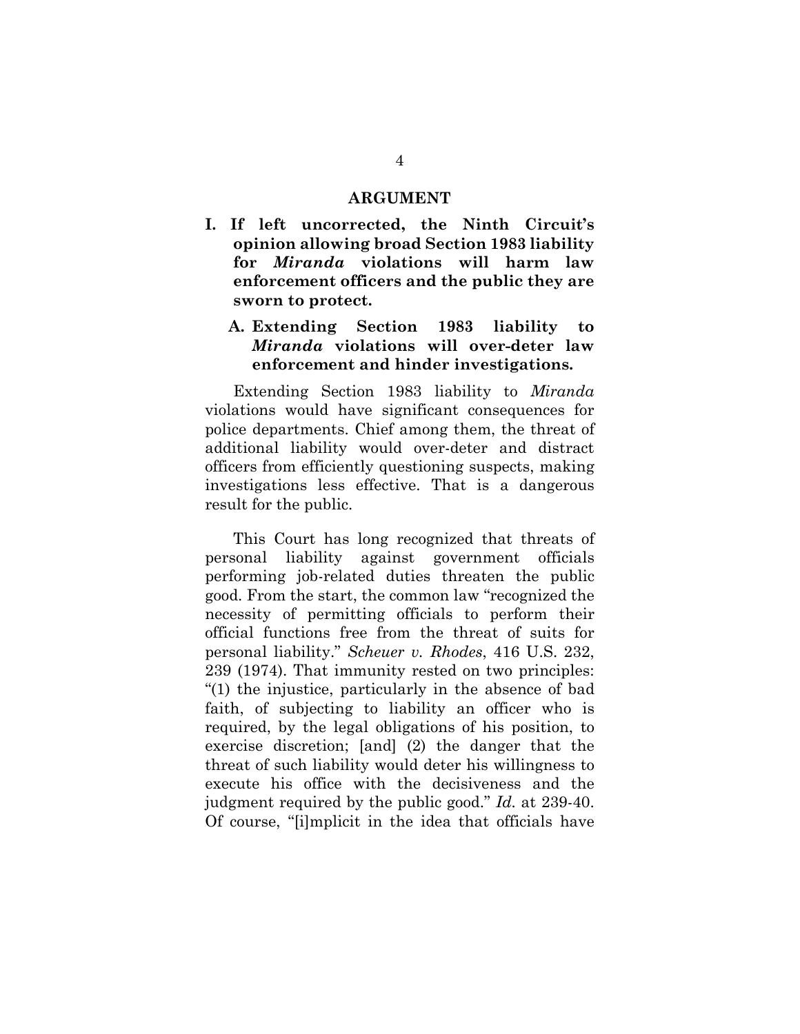## ARGUMENT

### I. If left uncorrected, the Ninth Circuit's opinion allowing broad Section 1983 liability for *Miranda* violations will harm law enforcement officers and the public they are sworn to protect.

#### A. Extending Section 1983 liability to *Miranda* violations will over-deter law enforcement and hinder investigations.

Extending Section 1983 liability to *Miranda* violations would have significant consequences for police departments. Chief among them, the threat of additional liability would over-deter and distract officers from efficiently questioning suspects, making investigations less effective. That is a dangerous result for the public.

This Court has long recognized that threats of personal liability against government officials performing job-related duties threaten the public good. From the start, the common law "recognized the necessity of permitting officials to perform their official functions free from the threat of suits for personal liability." *Scheuer v. Rhodes*, 416 U.S. 232, 239 (1974). That immunity rested on two principles: "(1) the injustice, particularly in the absence of bad faith, of subjecting to liability an officer who is required, by the legal obligations of his position, to exercise discretion; [and] (2) the danger that the threat of such liability would deter his willingness to execute his office with the decisiveness and the judgment required by the public good." *Id.* at 239-40. Of course, "[i]mplicit in the idea that officials have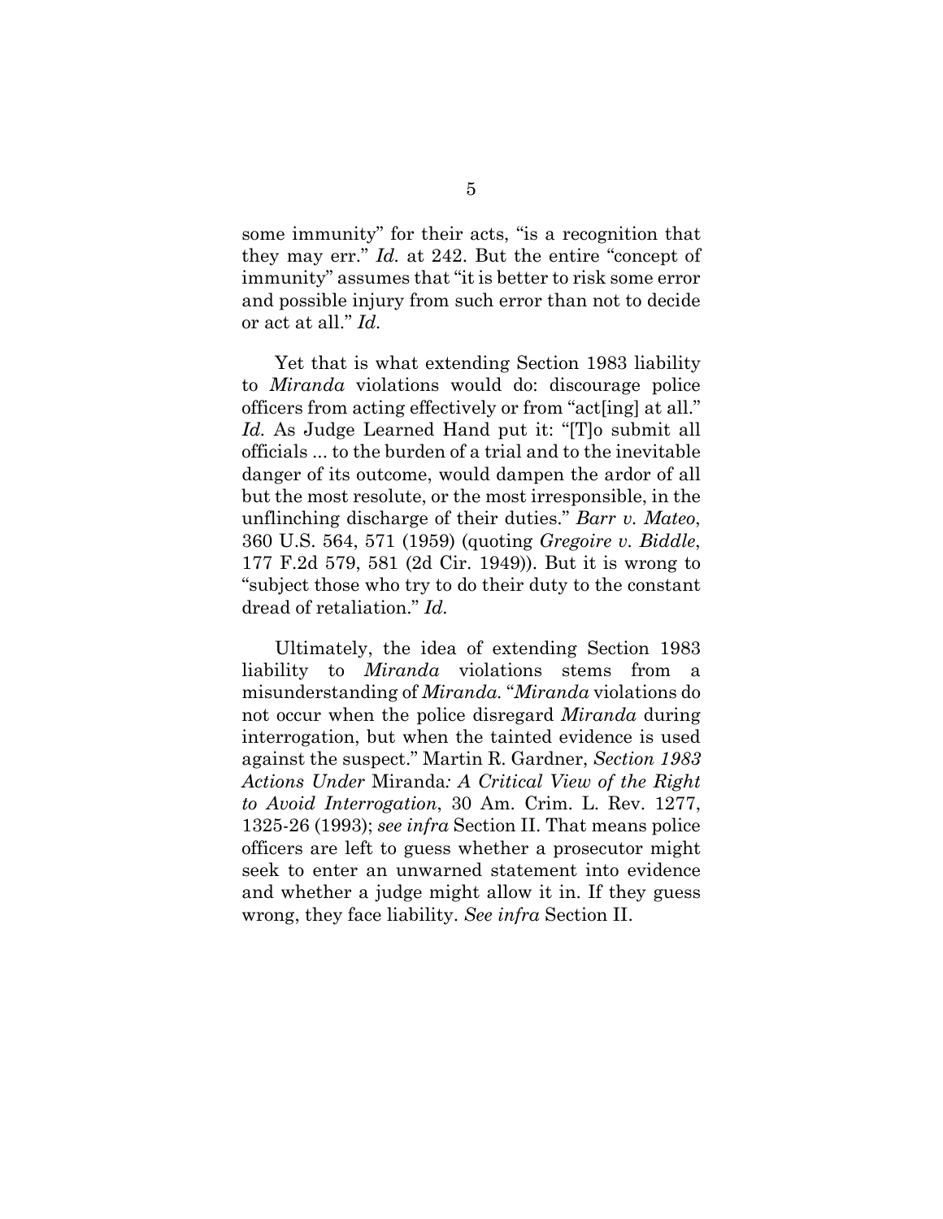some immunity" for their acts, "is a recognition that they may err." *Id.* at 242. But the entire "concept of immunity" assumes that "it is better to risk some error and possible injury from such error than not to decide or act at all." *Id.*

Yet that is what extending Section 1983 liability to *Miranda* violations would do: discourage police officers from acting effectively or from "act[ing] at all." *Id.* As Judge Learned Hand put it: "[T]o submit all officials ... to the burden of a trial and to the inevitable danger of its outcome, would dampen the ardor of all but the most resolute, or the most irresponsible, in the unflinching discharge of their duties." *Barr v. Mateo*, 360 U.S. 564, 571 (1959) (quoting *Gregoire v. Biddle*, 177 F.2d 579, 581 (2d Cir. 1949)). But it is wrong to "subject those who try to do their duty to the constant dread of retaliation." *Id.*

Ultimately, the idea of extending Section 1983 liability to *Miranda* violations stems from a misunderstanding of *Miranda*. "*Miranda* violations do not occur when the police disregard *Miranda* during interrogation, but when the tainted evidence is used against the suspect." Martin R. Gardner, *Section 1983 Actions Under* Miranda*: A Critical View of the Right to Avoid Interrogation*, 30 Am. Crim. L. Rev. 1277, 1325-26 (1993); *see infra* Section II. That means police officers are left to guess whether a prosecutor might seek to enter an unwarned statement into evidence and whether a judge might allow it in. If they guess wrong, they face liability. *See infra* Section II.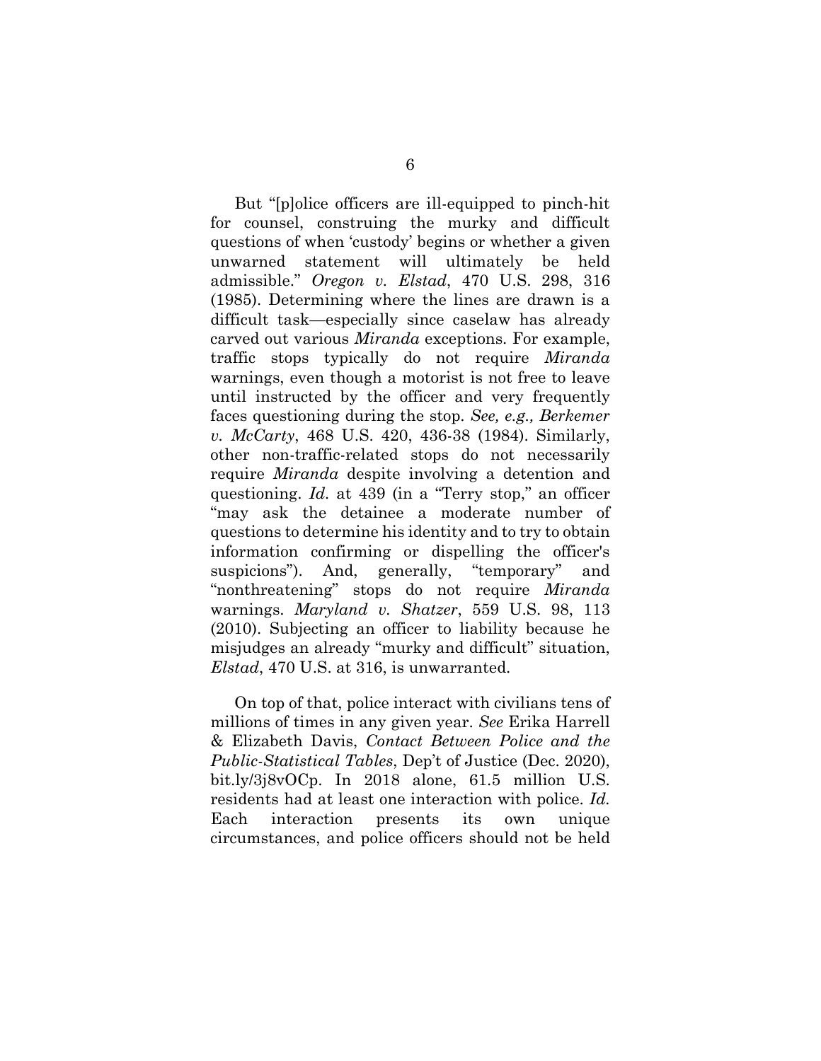But "[p]olice officers are ill-equipped to pinch-hit for counsel, construing the murky and difficult questions of when 'custody' begins or whether a given unwarned statement will ultimately be held admissible." *Oregon v. Elstad*, 470 U.S. 298, 316 (1985). Determining where the lines are drawn is a difficult task—especially since caselaw has already carved out various *Miranda* exceptions. For example, traffic stops typically do not require *Miranda* warnings, even though a motorist is not free to leave until instructed by the officer and very frequently faces questioning during the stop. *See, e.g., Berkemer v. McCarty*, 468 U.S. 420, 436-38 (1984). Similarly, other non-traffic-related stops do not necessarily require *Miranda* despite involving a detention and questioning. *Id.* at 439 (in a "Terry stop," an officer "may ask the detainee a moderate number of questions to determine his identity and to try to obtain information confirming or dispelling the officer's suspicions"). And, generally, "temporary" and "nonthreatening" stops do not require *Miranda* warnings. *Maryland v. Shatzer*, 559 U.S. 98, 113 (2010). Subjecting an officer to liability because he misjudges an already "murky and difficult" situation, *Elstad*, 470 U.S. at 316, is unwarranted.

On top of that, police interact with civilians tens of millions of times in any given year. *See* Erika Harrell & Elizabeth Davis, *Contact Between Police and the Public-Statistical Tables*, Dep't of Justice (Dec. 2020), bit.ly/3j8vOCp. In 2018 alone, 61.5 million U.S. residents had at least one interaction with police. *Id.* Each interaction presents its own unique circumstances, and police officers should not be held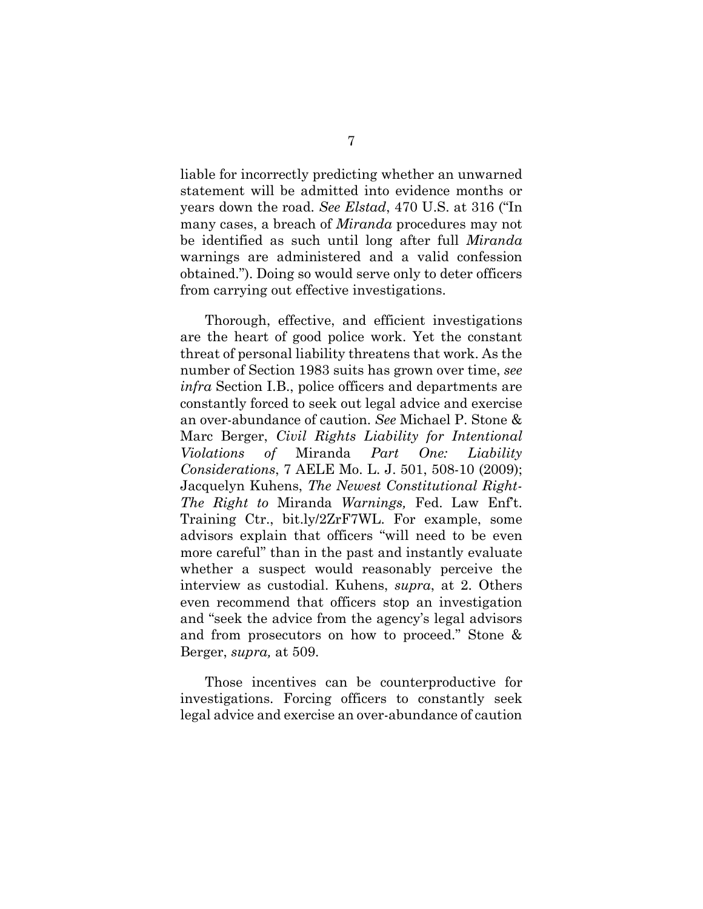liable for incorrectly predicting whether an unwarned statement will be admitted into evidence months or years down the road. *See Elstad*, 470 U.S. at 316 ("In many cases, a breach of *Miranda* procedures may not be identified as such until long after full *Miranda* warnings are administered and a valid confession obtained."). Doing so would serve only to deter officers from carrying out effective investigations.

Thorough, effective, and efficient investigations are the heart of good police work. Yet the constant threat of personal liability threatens that work. As the number of Section 1983 suits has grown over time, *see infra* Section I.B., police officers and departments are constantly forced to seek out legal advice and exercise an over-abundance of caution. *See* Michael P. Stone & Marc Berger, *Civil Rights Liability for Intentional Violations of* Miranda *Part One: Liability Considerations*, 7 AELE Mo. L. J. 501, 508-10 (2009); Jacquelyn Kuhens, *The Newest Constitutional Right-The Right to* Miranda *Warnings,* Fed. Law Enf't. Training Ctr., bit.ly/2ZrF7WL. For example, some advisors explain that officers "will need to be even more careful" than in the past and instantly evaluate whether a suspect would reasonably perceive the interview as custodial. Kuhens, *supra*, at 2. Others even recommend that officers stop an investigation and "seek the advice from the agency's legal advisors and from prosecutors on how to proceed." Stone & Berger, *supra,* at 509.

Those incentives can be counterproductive for investigations. Forcing officers to constantly seek legal advice and exercise an over-abundance of caution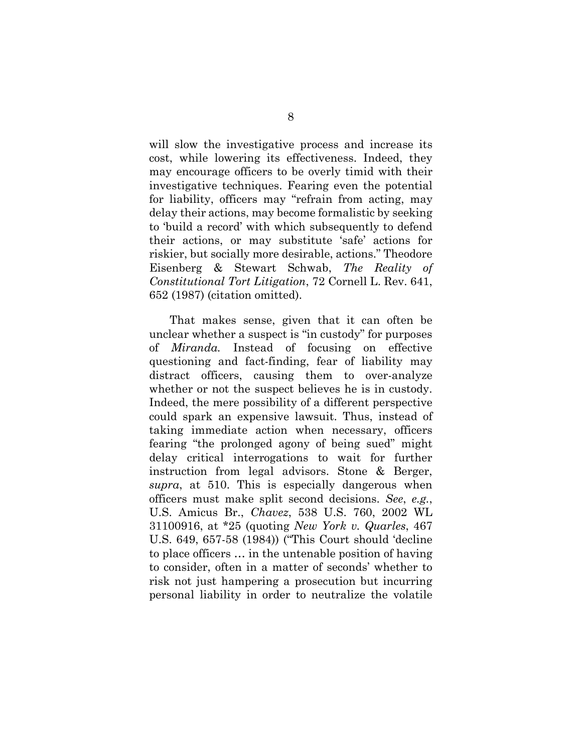will slow the investigative process and increase its cost, while lowering its effectiveness. Indeed, they may encourage officers to be overly timid with their investigative techniques. Fearing even the potential for liability, officers may "refrain from acting, may delay their actions, may become formalistic by seeking to 'build a record' with which subsequently to defend their actions, or may substitute 'safe' actions for riskier, but socially more desirable, actions." Theodore Eisenberg & Stewart Schwab, *The Reality of Constitutional Tort Litigation*, 72 Cornell L. Rev. 641, 652 (1987) (citation omitted).

That makes sense, given that it can often be unclear whether a suspect is "in custody" for purposes of *Miranda.* Instead of focusing on effective questioning and fact-finding, fear of liability may distract officers, causing them to over-analyze whether or not the suspect believes he is in custody. Indeed, the mere possibility of a different perspective could spark an expensive lawsuit. Thus, instead of taking immediate action when necessary, officers fearing "the prolonged agony of being sued" might delay critical interrogations to wait for further instruction from legal advisors. Stone & Berger, *supra*, at 510. This is especially dangerous when officers must make split second decisions. *See*, *e.g.*, U.S. Amicus Br., *Chavez*, 538 U.S. 760, 2002 WL 31100916, at *25 (quoting *New York v. Quarles*, 467 U.S. 649, 657-58 (1984)) ("This Court should 'decline to place officers … in the untenable position of having to consider, often in a matter of seconds' whether to risk not just hampering a prosecution but incurring personal liability in order to neutralize the volatile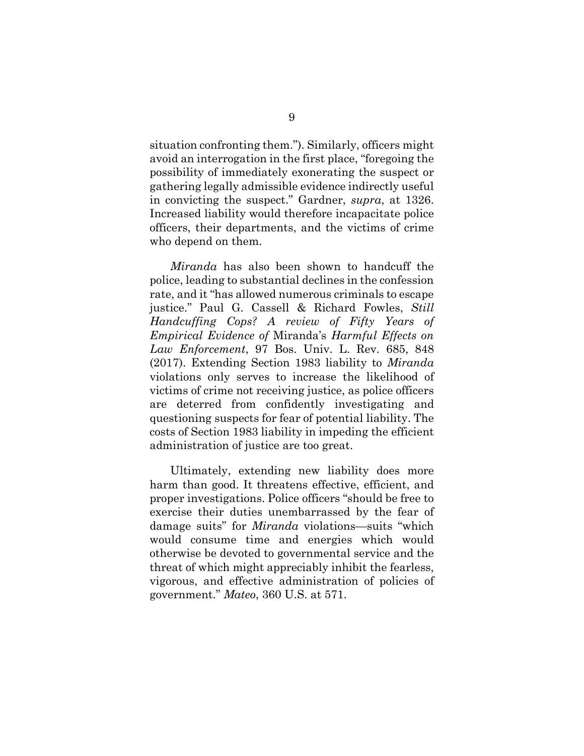situation confronting them."). Similarly, officers might avoid an interrogation in the first place, "foregoing the possibility of immediately exonerating the suspect or gathering legally admissible evidence indirectly useful in convicting the suspect." Gardner, *supra*, at 1326. Increased liability would therefore incapacitate police officers, their departments, and the victims of crime who depend on them.

*Miranda* has also been shown to handcuff the police, leading to substantial declines in the confession rate, and it "has allowed numerous criminals to escape justice." Paul G. Cassell & Richard Fowles, *Still Handcuffing Cops? A review of Fifty Years of Empirical Evidence of* Miranda's *Harmful Effects on Law Enforcement*, 97 Bos. Univ. L. Rev. 685, 848 (2017). Extending Section 1983 liability to *Miranda* violations only serves to increase the likelihood of victims of crime not receiving justice, as police officers are deterred from confidently investigating and questioning suspects for fear of potential liability. The costs of Section 1983 liability in impeding the efficient administration of justice are too great.

Ultimately, extending new liability does more harm than good. It threatens effective, efficient, and proper investigations. Police officers "should be free to exercise their duties unembarrassed by the fear of damage suits" for *Miranda* violations—suits "which would consume time and energies which would otherwise be devoted to governmental service and the threat of which might appreciably inhibit the fearless, vigorous, and effective administration of policies of government." *Mateo*, 360 U.S. at 571.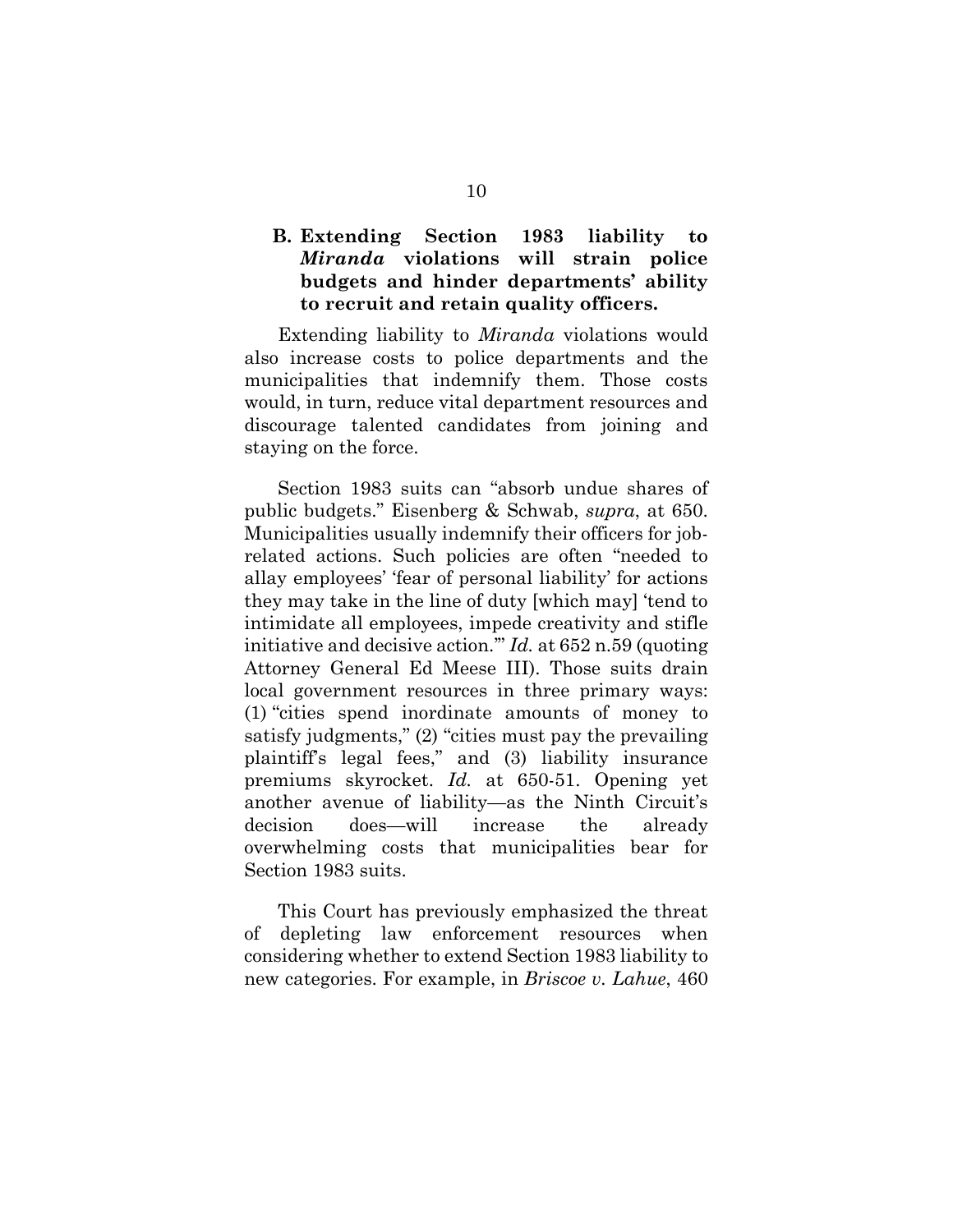### B. Extending Section 1983 liability to *Miranda* violations will strain police budgets and hinder departments' ability to recruit and retain quality officers.

Extending liability to *Miranda* violations would also increase costs to police departments and the municipalities that indemnify them. Those costs would, in turn, reduce vital department resources and discourage talented candidates from joining and staying on the force.

Section 1983 suits can "absorb undue shares of public budgets." Eisenberg & Schwab, *supra*, at 650. Municipalities usually indemnify their officers for job-related actions. Such policies are often "needed to allay employees' 'fear of personal liability' for actions they may take in the line of duty [which may] 'tend to intimidate all employees, impede creativity and stifle initiative and decisive action.'" *Id.* at 652 n.59 (quoting Attorney General Ed Meese III). Those suits drain local government resources in three primary ways: (1) "cities spend inordinate amounts of money to satisfy judgments," (2) "cities must pay the prevailing plaintiff's legal fees," and (3) liability insurance premiums skyrocket. *Id.* at 650-51. Opening yet another avenue of liability—as the Ninth Circuit's decision does—will increase the already overwhelming costs that municipalities bear for Section 1983 suits.

This Court has previously emphasized the threat of depleting law enforcement resources when considering whether to extend Section 1983 liability to new categories. For example, in *Briscoe v. Lahue*, 460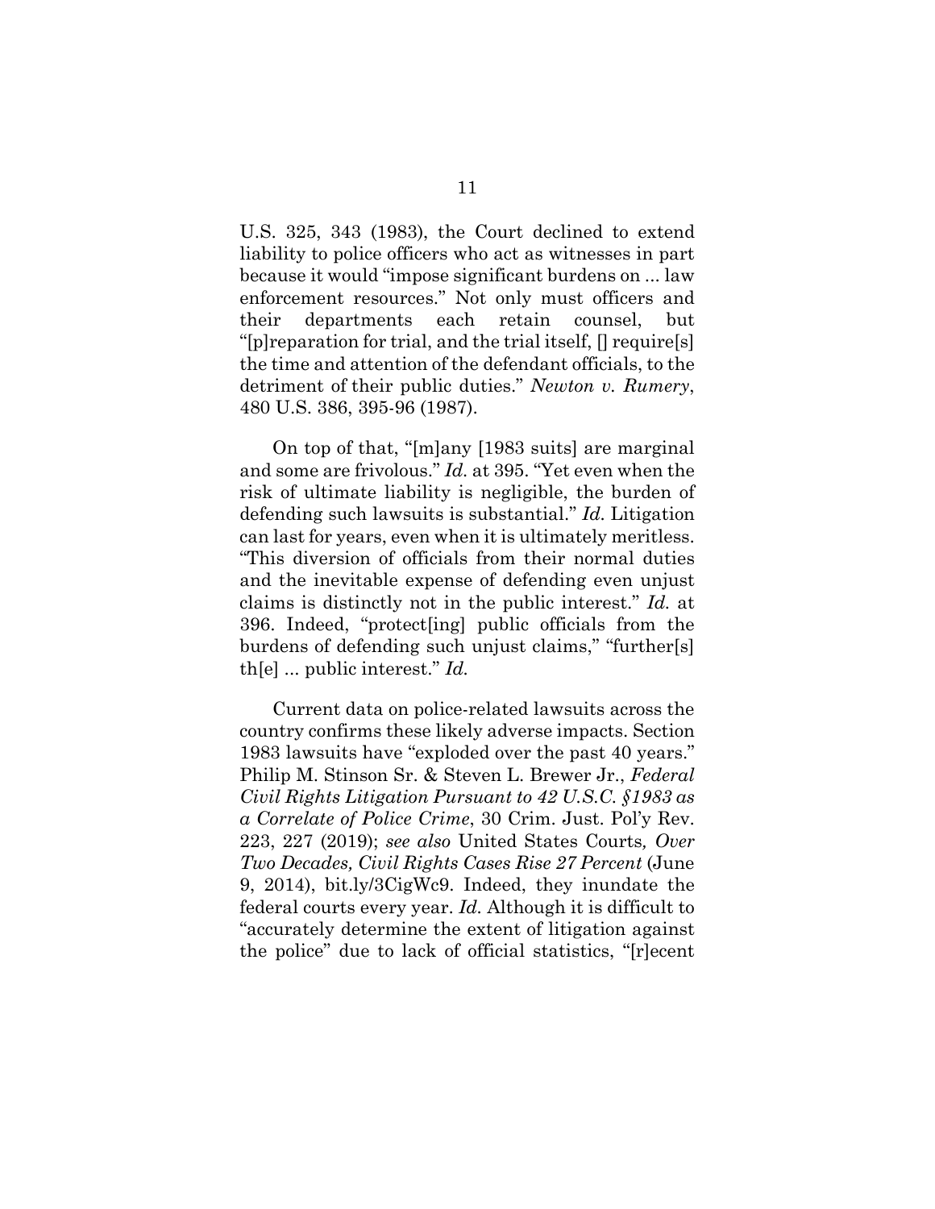U.S. 325, 343 (1983), the Court declined to extend liability to police officers who act as witnesses in part because it would "impose significant burdens on ... law enforcement resources." Not only must officers and their departments each retain counsel, but "[p]reparation for trial, and the trial itself, [] require[s] the time and attention of the defendant officials, to the detriment of their public duties." *Newton v. Rumery*, 480 U.S. 386, 395-96 (1987).

On top of that, "[m]any [1983 suits] are marginal and some are frivolous." *Id.* at 395. "Yet even when the risk of ultimate liability is negligible, the burden of defending such lawsuits is substantial." *Id.* Litigation can last for years, even when it is ultimately meritless. "This diversion of officials from their normal duties and the inevitable expense of defending even unjust claims is distinctly not in the public interest." *Id.* at 396. Indeed, "protect[ing] public officials from the burdens of defending such unjust claims," "further[s] th[e] ... public interest." *Id.*

Current data on police-related lawsuits across the country confirms these likely adverse impacts. Section 1983 lawsuits have "exploded over the past 40 years." Philip M. Stinson Sr. & Steven L. Brewer Jr., *Federal Civil Rights Litigation Pursuant to 42 U.S.C. §1983 as a Correlate of Police Crime*, 30 Crim. Just. Pol'y Rev. 223, 227 (2019); *see also* United States Courts, *Over Two Decades, Civil Rights Cases Rise 27 Percent* (June 9, 2014), bit.ly/3CigWc9. Indeed, they inundate the federal courts every year. *Id.* Although it is difficult to "accurately determine the extent of litigation against the police" due to lack of official statistics, "[r]ecent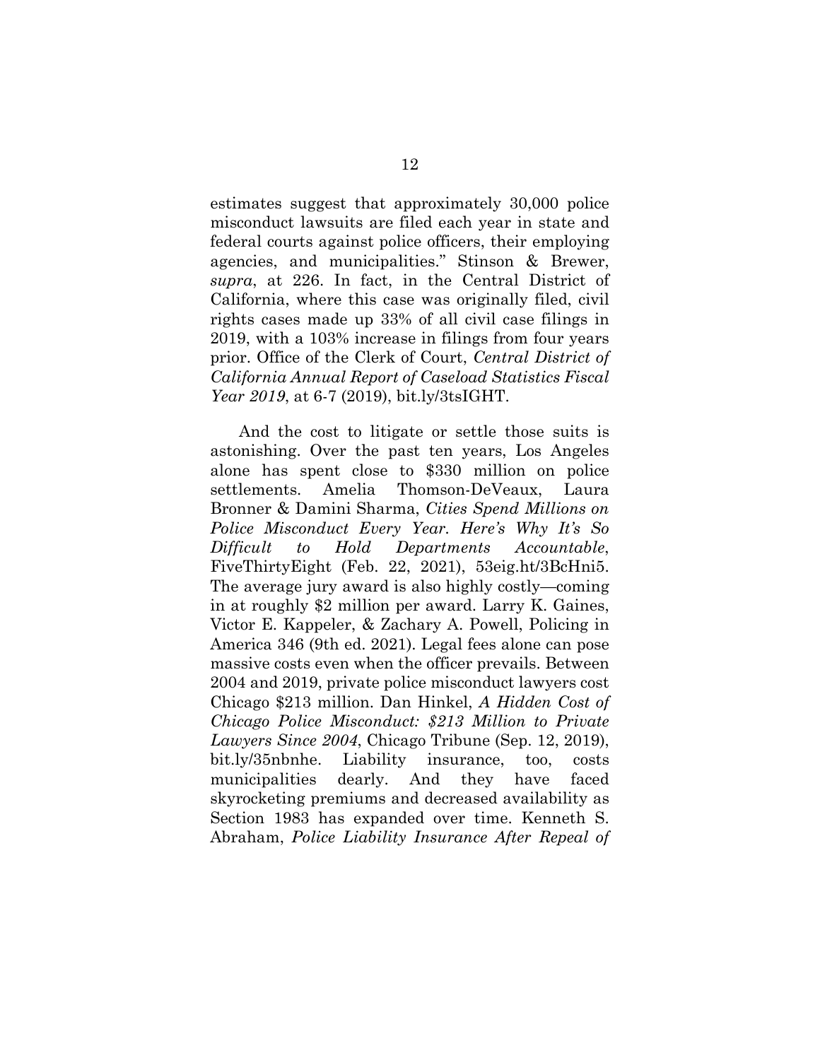estimates suggest that approximately 30,000 police misconduct lawsuits are filed each year in state and federal courts against police officers, their employing agencies, and municipalities." Stinson & Brewer, *supra*, at 226. In fact, in the Central District of California, where this case was originally filed, civil rights cases made up 33% of all civil case filings in 2019, with a 103% increase in filings from four years prior. Office of the Clerk of Court, *Central District of California Annual Report of Caseload Statistics Fiscal Year 2019*, at 6-7 (2019), bit.ly/3tsIGHT.

And the cost to litigate or settle those suits is astonishing. Over the past ten years, Los Angeles alone has spent close to $330 million on police settlements. Amelia Thomson-DeVeaux, Laura Bronner & Damini Sharma, *Cities Spend Millions on Police Misconduct Every Year. Here's Why It's So Difficult to Hold Departments Accountable*, FiveThirtyEight (Feb. 22, 2021), 53eig.ht/3BcHni5. The average jury award is also highly costly—coming in at roughly $2 million per award. Larry K. Gaines, Victor E. Kappeler, & Zachary A. Powell, Policing in America 346 (9th ed. 2021). Legal fees alone can pose massive costs even when the officer prevails. Between 2004 and 2019, private police misconduct lawyers cost Chicago $213 million. Dan Hinkel, *A Hidden Cost of Chicago Police Misconduct: $213 Million to Private Lawyers Since 2004*, Chicago Tribune (Sep. 12, 2019), bit.ly/35nbnhe. Liability insurance, too, costs municipalities dearly. And they have faced skyrocketing premiums and decreased availability as Section 1983 has expanded over time. Kenneth S. Abraham, *Police Liability Insurance After Repeal of*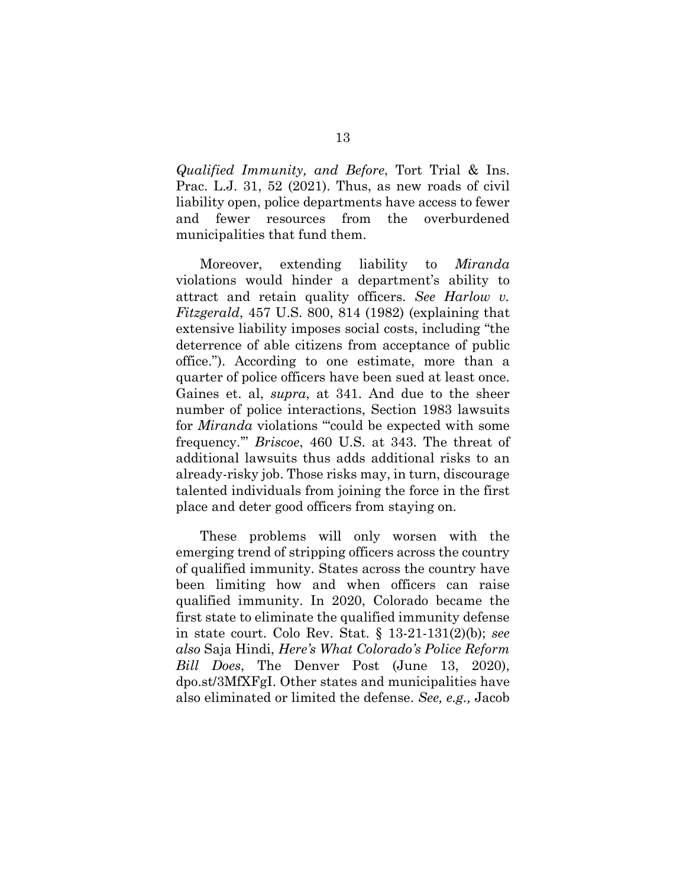*Qualified Immunity, and Before*, Tort Trial & Ins. Prac. L.J. 31, 52 (2021). Thus, as new roads of civil liability open, police departments have access to fewer and fewer resources from the overburdened municipalities that fund them.

Moreover, extending liability to *Miranda* violations would hinder a department's ability to attract and retain quality officers. *See Harlow v. Fitzgerald*, 457 U.S. 800, 814 (1982) (explaining that extensive liability imposes social costs, including "the deterrence of able citizens from acceptance of public office."). According to one estimate, more than a quarter of police officers have been sued at least once. Gaines et. al, *supra*, at 341. And due to the sheer number of police interactions, Section 1983 lawsuits for *Miranda* violations "'could be expected with some frequency.'" *Briscoe*, 460 U.S. at 343. The threat of additional lawsuits thus adds additional risks to an already-risky job. Those risks may, in turn, discourage talented individuals from joining the force in the first place and deter good officers from staying on.

These problems will only worsen with the emerging trend of stripping officers across the country of qualified immunity. States across the country have been limiting how and when officers can raise qualified immunity. In 2020, Colorado became the first state to eliminate the qualified immunity defense in state court. Colo Rev. Stat. § 13-21-131(2)(b); *see also* Saja Hindi, *Here's What Colorado's Police Reform Bill Does*, The Denver Post (June 13, 2020), dpo.st/3MfXFgI. Other states and municipalities have also eliminated or limited the defense. *See, e.g.,* Jacob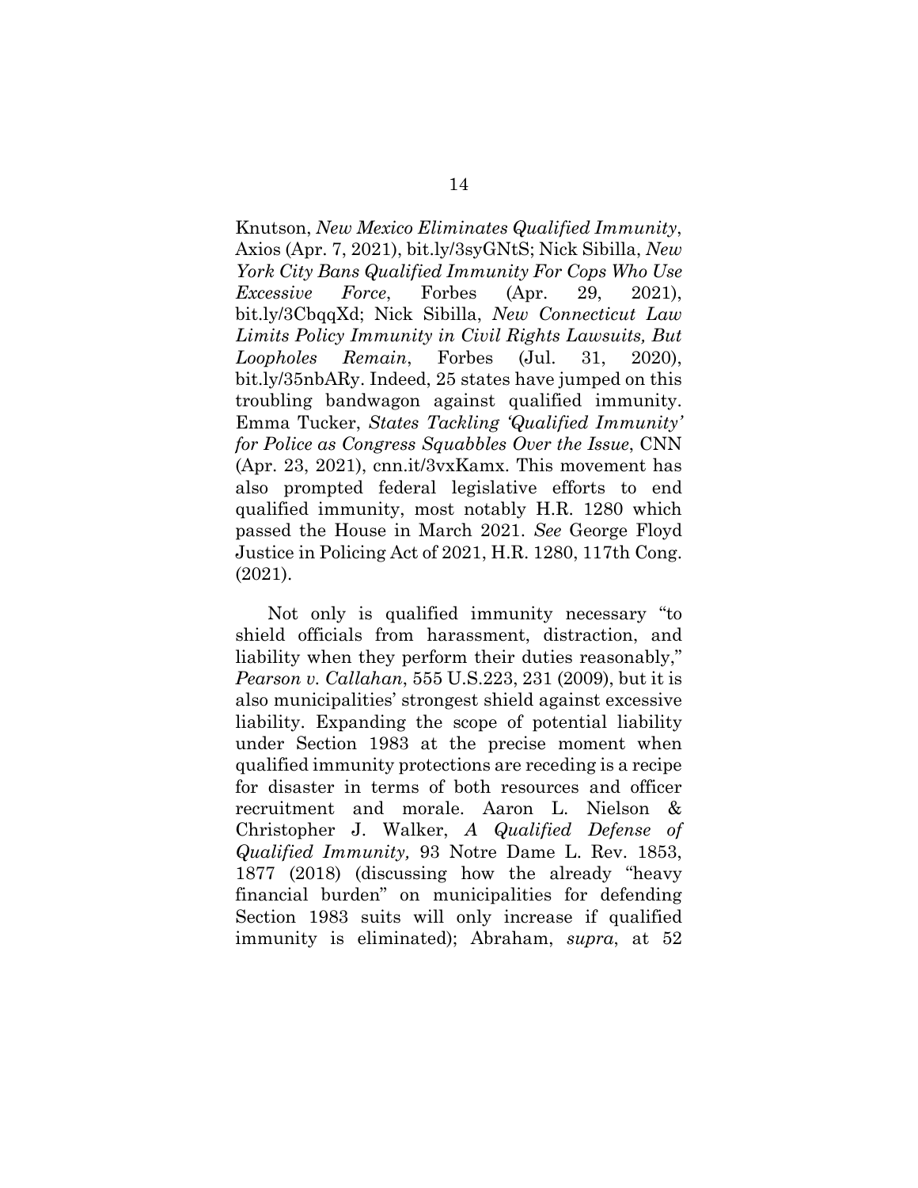Knutson, *New Mexico Eliminates Qualified Immunity*, Axios (Apr. 7, 2021), bit.ly/3syGNtS; Nick Sibilla, *New York City Bans Qualified Immunity For Cops Who Use Excessive Force*, Forbes (Apr. 29, 2021), bit.ly/3CbqqXd; Nick Sibilla, *New Connecticut Law Limits Policy Immunity in Civil Rights Lawsuits, But Loopholes Remain*, Forbes (Jul. 31, 2020), bit.ly/35nbARy. Indeed, 25 states have jumped on this troubling bandwagon against qualified immunity. Emma Tucker, *States Tackling 'Qualified Immunity' for Police as Congress Squabbles Over the Issue*, CNN (Apr. 23, 2021), cnn.it/3vxKamx. This movement has also prompted federal legislative efforts to end qualified immunity, most notably H.R. 1280 which passed the House in March 2021. *See* George Floyd Justice in Policing Act of 2021, H.R. 1280, 117th Cong. (2021).

Not only is qualified immunity necessary "to shield officials from harassment, distraction, and liability when they perform their duties reasonably," *Pearson v. Callahan*, 555 U.S.223, 231 (2009), but it is also municipalities' strongest shield against excessive liability. Expanding the scope of potential liability under Section 1983 at the precise moment when qualified immunity protections are receding is a recipe for disaster in terms of both resources and officer recruitment and morale. Aaron L. Nielson & Christopher J. Walker, *A Qualified Defense of Qualified Immunity,* 93 Notre Dame L. Rev. 1853, 1877 (2018) (discussing how the already "heavy financial burden" on municipalities for defending Section 1983 suits will only increase if qualified immunity is eliminated); Abraham, *supra*, at 52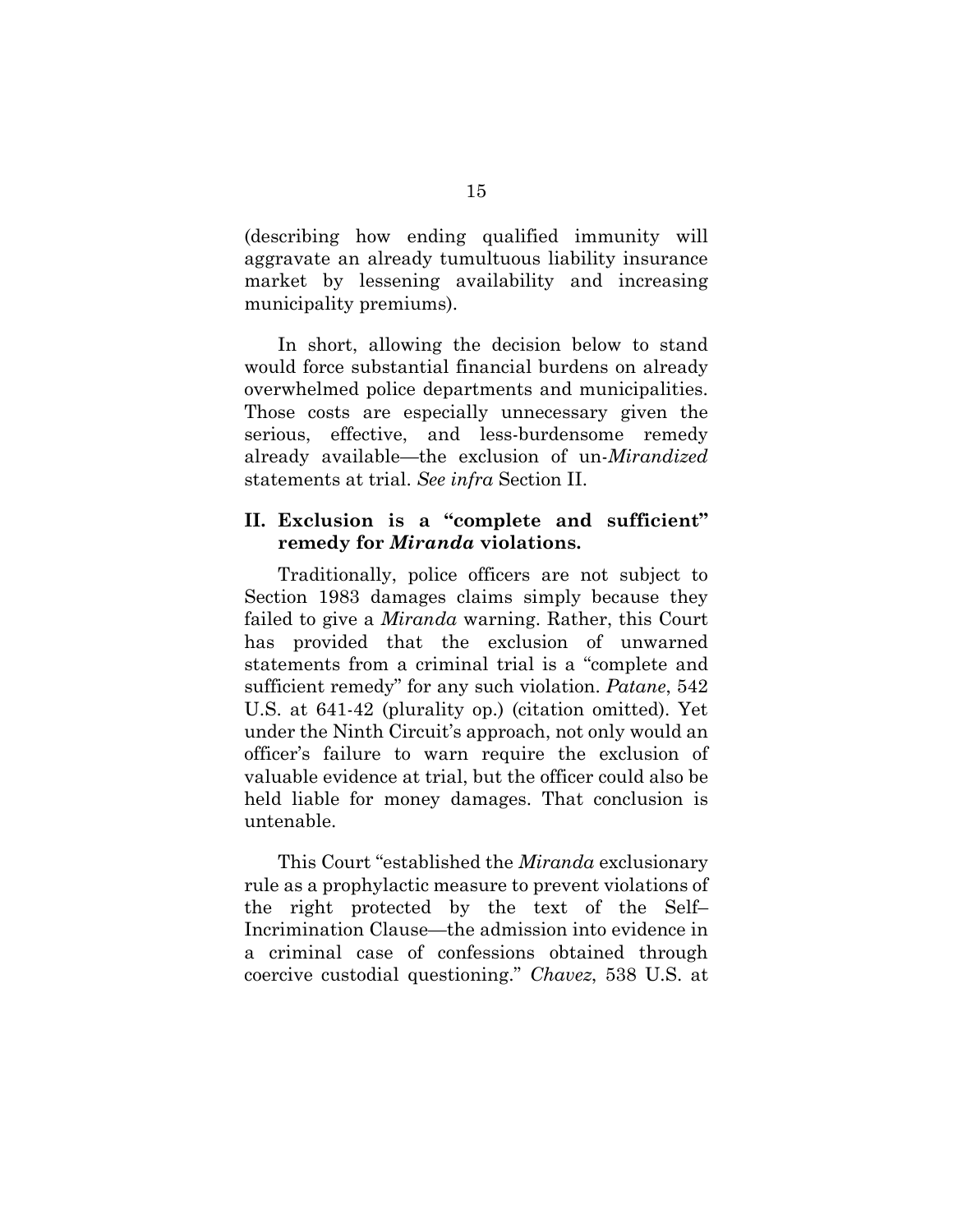(describing how ending qualified immunity will aggravate an already tumultuous liability insurance market by lessening availability and increasing municipality premiums).

In short, allowing the decision below to stand would force substantial financial burdens on already overwhelmed police departments and municipalities. Those costs are especially unnecessary given the serious, effective, and less-burdensome remedy already available—the exclusion of un-*Mirandized* statements at trial. *See infra* Section II.

## II. Exclusion is a "complete and sufficient" remedy for *Miranda* violations.

Traditionally, police officers are not subject to Section 1983 damages claims simply because they failed to give a *Miranda* warning. Rather, this Court has provided that the exclusion of unwarned statements from a criminal trial is a "complete and sufficient remedy" for any such violation. *Patane*, 542 U.S. at 641-42 (plurality op.) (citation omitted). Yet under the Ninth Circuit's approach, not only would an officer's failure to warn require the exclusion of valuable evidence at trial, but the officer could also be held liable for money damages. That conclusion is untenable.

This Court "established the *Miranda* exclusionary rule as a prophylactic measure to prevent violations of the right protected by the text of the Self–Incrimination Clause—the admission into evidence in a criminal case of confessions obtained through coercive custodial questioning." *Chavez*, 538 U.S. at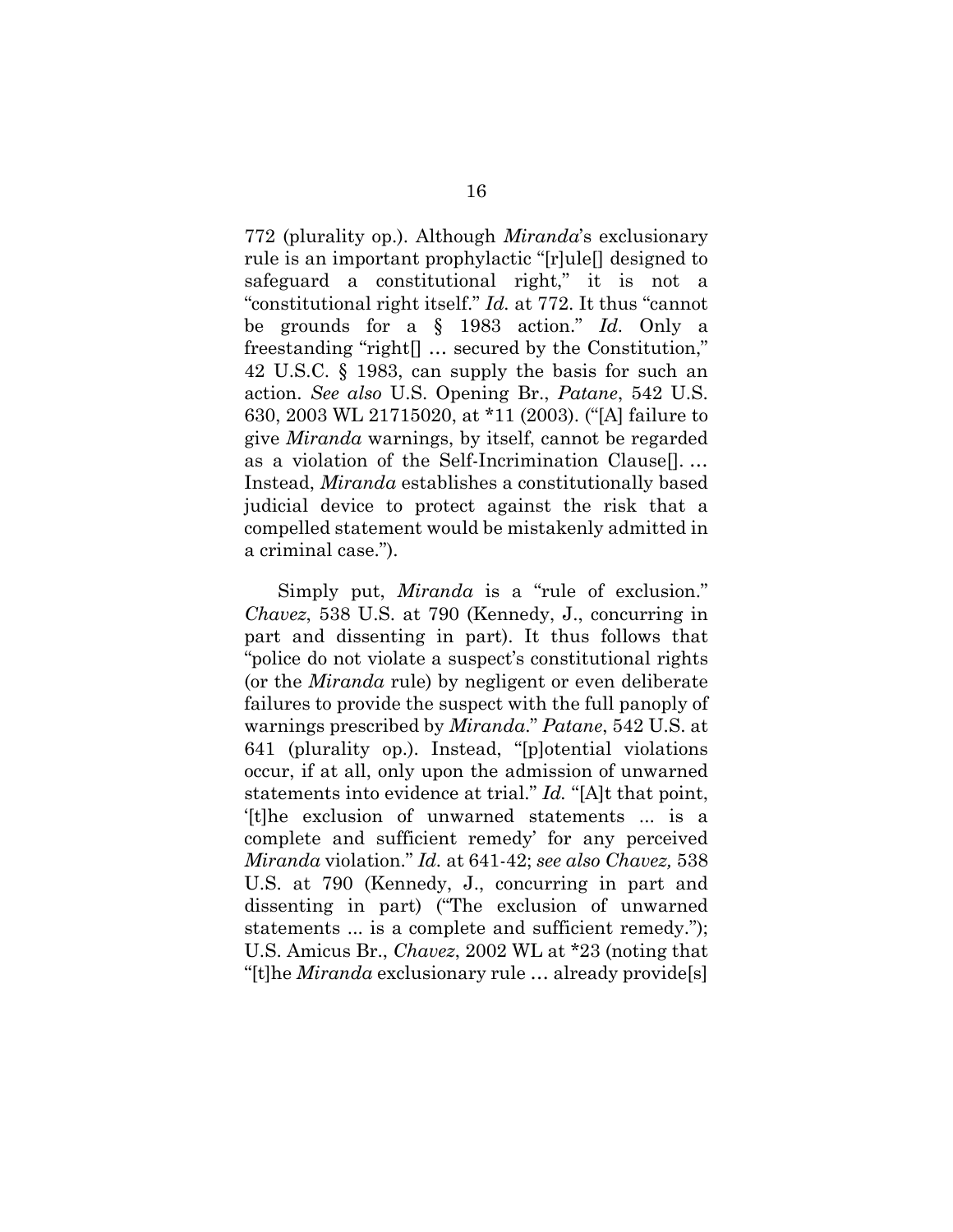772 (plurality op.). Although *Miranda*'s exclusionary rule is an important prophylactic "[r]ule[] designed to safeguard a constitutional right," it is not a "constitutional right itself." *Id.* at 772. It thus "cannot be grounds for a § 1983 action." *Id.* Only a freestanding "right[] … secured by the Constitution," 42 U.S.C. § 1983, can supply the basis for such an action. *See also* U.S. Opening Br., *Patane*, 542 U.S. 630, 2003 WL 21715020, at *11 (2003). ("[A] failure to give *Miranda* warnings, by itself, cannot be regarded as a violation of the Self-Incrimination Clause[]. … Instead, *Miranda* establishes a constitutionally based judicial device to protect against the risk that a compelled statement would be mistakenly admitted in a criminal case.").

Simply put, *Miranda* is a "rule of exclusion." *Chavez*, 538 U.S. at 790 (Kennedy, J., concurring in part and dissenting in part). It thus follows that "police do not violate a suspect's constitutional rights (or the *Miranda* rule) by negligent or even deliberate failures to provide the suspect with the full panoply of warnings prescribed by *Miranda*." *Patane*, 542 U.S. at 641 (plurality op.). Instead, "[p]otential violations occur, if at all, only upon the admission of unwarned statements into evidence at trial." *Id.* "[A]t that point, '[t]he exclusion of unwarned statements ... is a complete and sufficient remedy' for any perceived *Miranda* violation." *Id.* at 641-42; *see also Chavez,* 538 U.S. at 790 (Kennedy, J., concurring in part and dissenting in part) ("The exclusion of unwarned statements ... is a complete and sufficient remedy."); U.S. Amicus Br., *Chavez*, 2002 WL at *23 (noting that "[t]he *Miranda* exclusionary rule … already provide[s]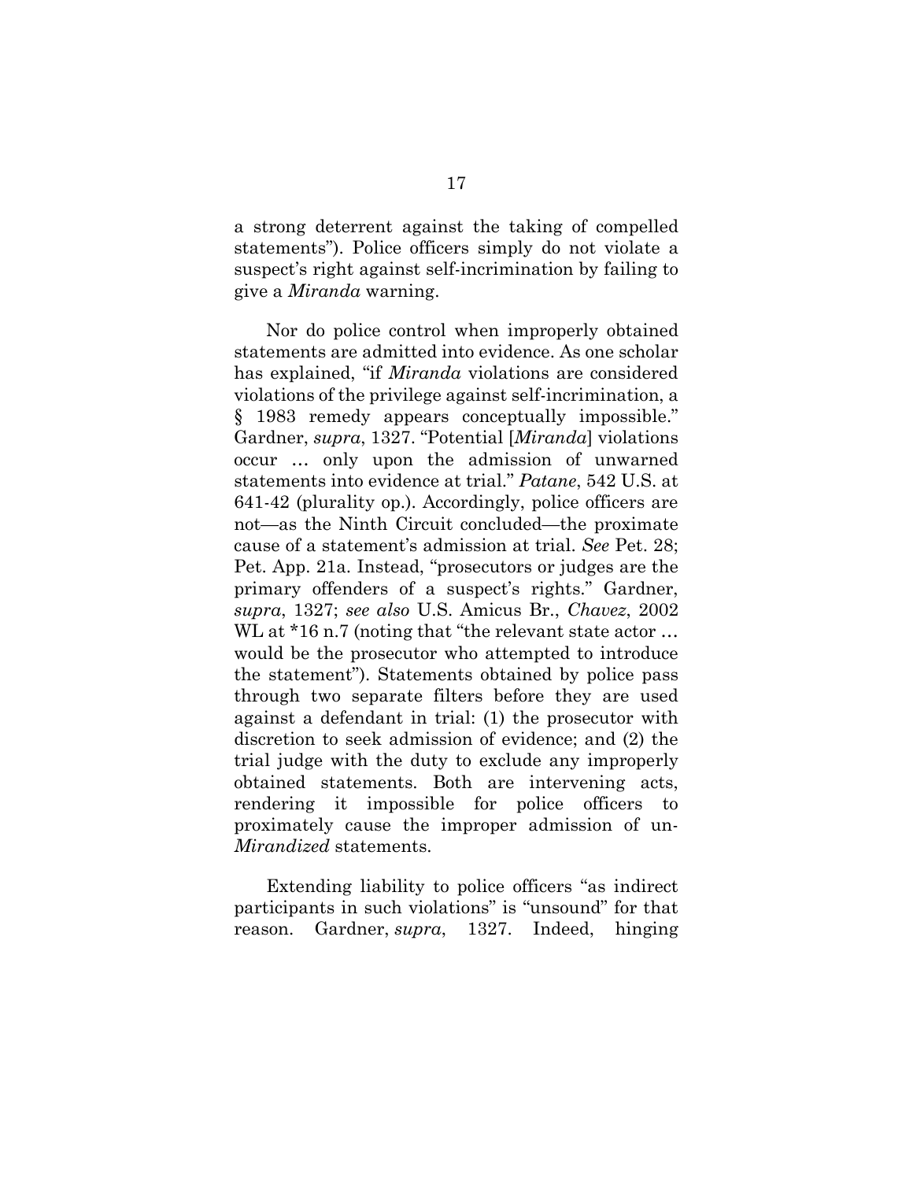a strong deterrent against the taking of compelled statements"). Police officers simply do not violate a suspect's right against self-incrimination by failing to give a *Miranda* warning.

Nor do police control when improperly obtained statements are admitted into evidence. As one scholar has explained, "if *Miranda* violations are considered violations of the privilege against self-incrimination, a § 1983 remedy appears conceptually impossible." Gardner, *supra*, 1327. "Potential [*Miranda*] violations occur … only upon the admission of unwarned statements into evidence at trial." *Patane*, 542 U.S. at 641-42 (plurality op.). Accordingly, police officers are not—as the Ninth Circuit concluded—the proximate cause of a statement's admission at trial. *See* Pet. 28; Pet. App. 21a. Instead, "prosecutors or judges are the primary offenders of a suspect's rights." Gardner, *supra*, 1327; *see also* U.S. Amicus Br., *Chavez*, 2002 WL at \*16 n.7 (noting that "the relevant state actor … would be the prosecutor who attempted to introduce the statement"). Statements obtained by police pass through two separate filters before they are used against a defendant in trial: (1) the prosecutor with discretion to seek admission of evidence; and (2) the trial judge with the duty to exclude any improperly obtained statements. Both are intervening acts, rendering it impossible for police officers to proximately cause the improper admission of un-*Mirandized* statements.

Extending liability to police officers "as indirect participants in such violations" is "unsound" for that reason. Gardner, *supra*, 1327. Indeed, hinging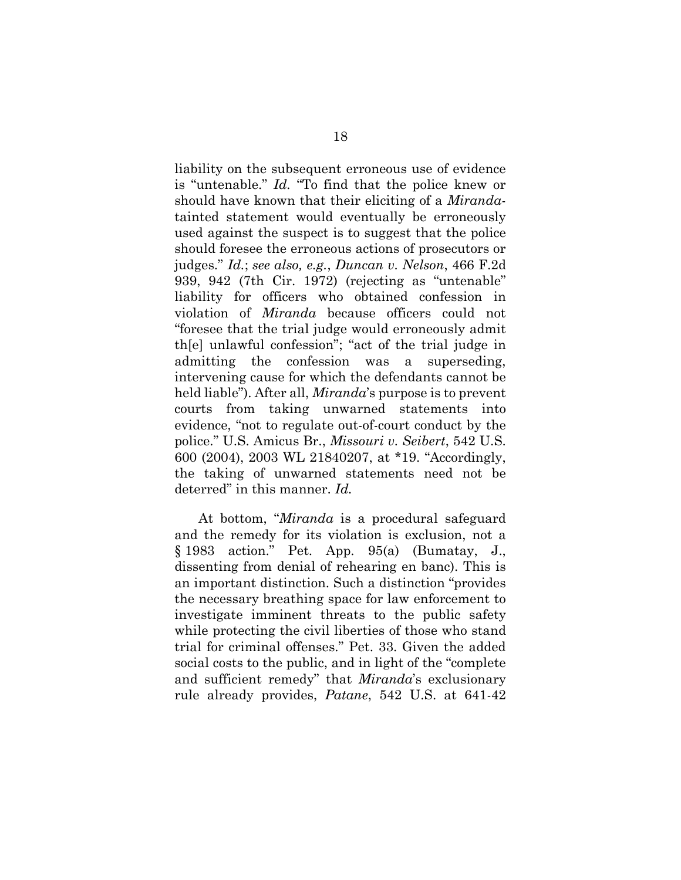liability on the subsequent erroneous use of evidence is "untenable." *Id.* "To find that the police knew or should have known that their eliciting of a *Miranda*-tainted statement would eventually be erroneously used against the suspect is to suggest that the police should foresee the erroneous actions of prosecutors or judges." *Id.*; *see also, e.g.*, *Duncan v. Nelson*, 466 F.2d 939, 942 (7th Cir. 1972) (rejecting as "untenable" liability for officers who obtained confession in violation of *Miranda* because officers could not "foresee that the trial judge would erroneously admit th[e] unlawful confession"; "act of the trial judge in admitting the confession was a superseding, intervening cause for which the defendants cannot be held liable"). After all, *Miranda*'s purpose is to prevent courts from taking unwarned statements into evidence, "not to regulate out-of-court conduct by the police." U.S. Amicus Br., *Missouri v. Seibert*, 542 U.S. 600 (2004), 2003 WL 21840207, at *19. "Accordingly, the taking of unwarned statements need not be deterred" in this manner. *Id.*

At bottom, "*Miranda* is a procedural safeguard and the remedy for its violation is exclusion, not a § 1983 action." Pet. App. 95(a) (Bumatay, J., dissenting from denial of rehearing en banc). This is an important distinction. Such a distinction "provides the necessary breathing space for law enforcement to investigate imminent threats to the public safety while protecting the civil liberties of those who stand trial for criminal offenses." Pet. 33. Given the added social costs to the public, and in light of the "complete and sufficient remedy" that *Miranda*'s exclusionary rule already provides, *Patane*, 542 U.S. at 641-42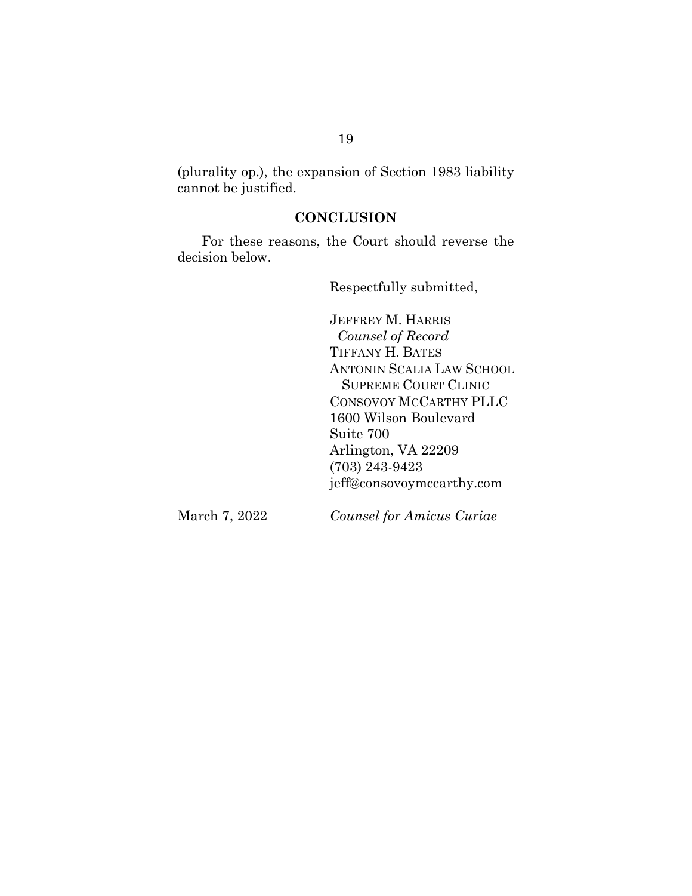(plurality op.), the expansion of Section 1983 liability cannot be justified.

## CONCLUSION

For these reasons, the Court should reverse the decision below.

Respectfully submitted,

JEFFREY M. HARRIS
*Counsel of Record*
TIFFANY H. BATES
ANTONIN SCALIA LAW SCHOOL
SUPREME COURT CLINIC
CONSOVOY MCCARTHY PLLC
1600 Wilson Boulevard
Suite 700
Arlington, VA 22209
(703) 243-9423
jeff@consovoymccarthy.com

March 7, 2022

*Counsel for Amicus Curiae*